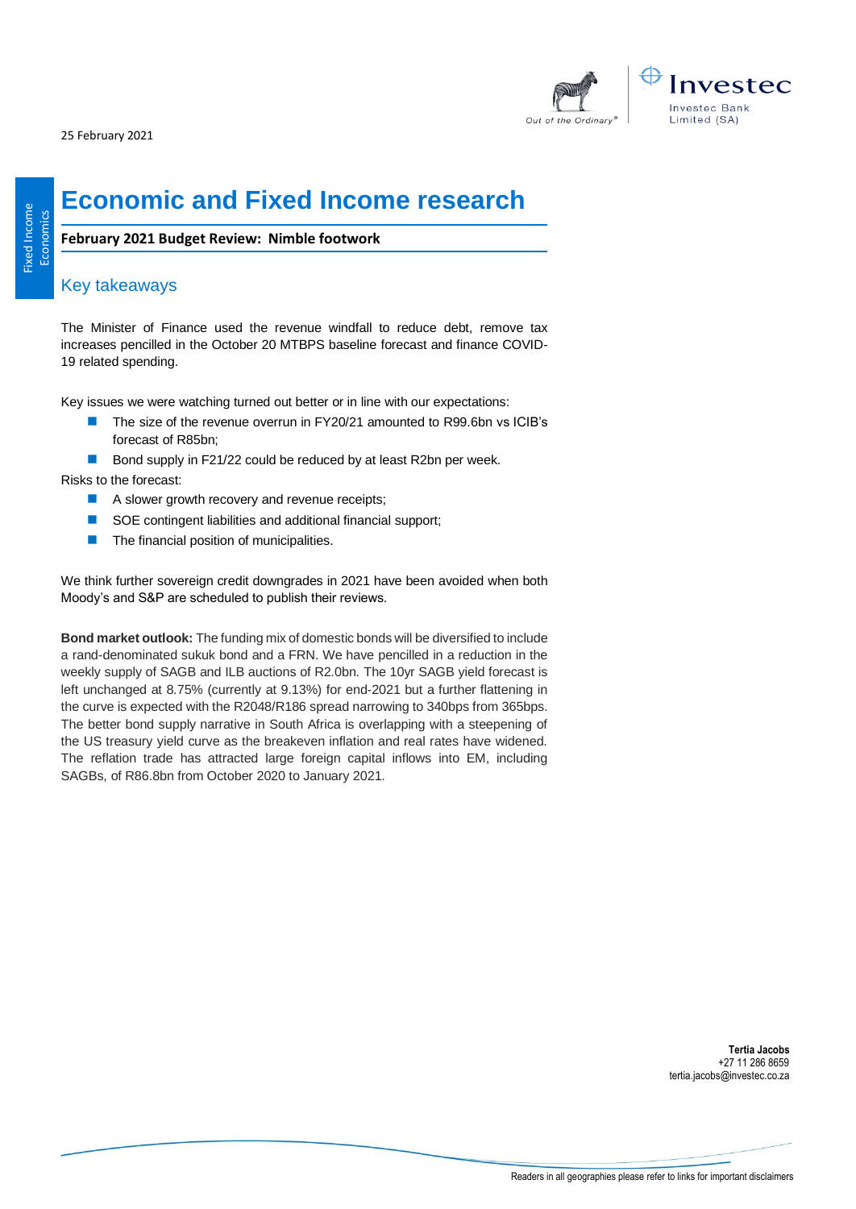25 February 2021

# Economic and Fixed Income research

**February 2021 Budget Review: Nimble footwork**

## Key takeaways

The Minister of Finance used the revenue windfall to reduce debt, remove tax increases pencilled in the October 20 MTBPS baseline forecast and finance COVID-19 related spending.

Key issues we were watching turned out better or in line with our expectations:

- The size of the revenue overrun in FY20/21 amounted to R99.6bn vs ICIB's forecast of R85bn;
- Bond supply in F21/22 could be reduced by at least R2bn per week.

Risks to the forecast:

- A slower growth recovery and revenue receipts;
- SOE contingent liabilities and additional financial support;
- The financial position of municipalities.

We think further sovereign credit downgrades in 2021 have been avoided when both Moody's and S&P are scheduled to publish their reviews.

**Bond market outlook:** The funding mix of domestic bonds will be diversified to include a rand-denominated sukuk bond and a FRN. We have pencilled in a reduction in the weekly supply of SAGB and ILB auctions of R2.0bn. The 10yr SAGB yield forecast is left unchanged at 8.75% (currently at 9.13%) for end-2021 but a further flattening in the curve is expected with the R2048/R186 spread narrowing to 340bps from 365bps. The better bond supply narrative in South Africa is overlapping with a steepening of the US treasury yield curve as the breakeven inflation and real rates have widened. The reflation trade has attracted large foreign capital inflows into EM, including SAGBs, of R86.8bn from October 2020 to January 2021.

**Tertia Jacobs**
+27 11 286 8659
tertia.jacobs@investec.co.za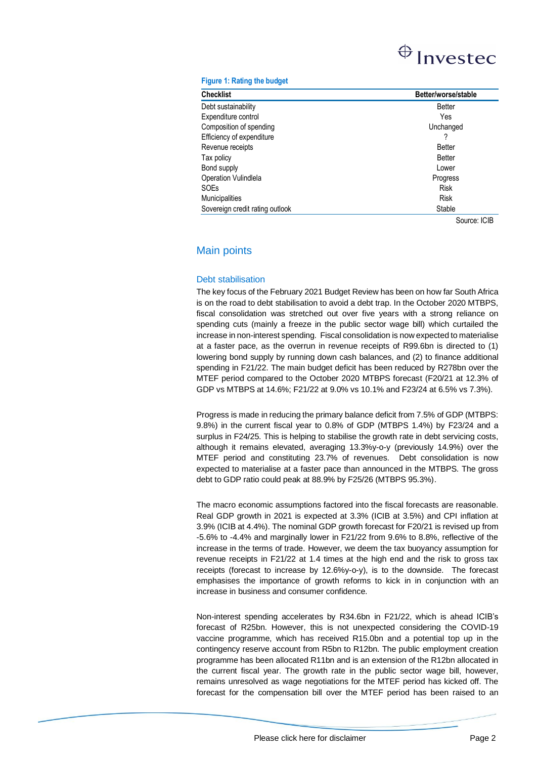**Figure 1: Rating the budget**

| Checklist | Better/worse/stable |
|---|---|
| Debt sustainability | Better |
| Expenditure control | Yes |
| Composition of spending | Unchanged |
| Efficiency of expenditure | ? |
| Revenue receipts | Better |
| Tax policy | Better |
| Bond supply | Lower |
| Operation Vulindlela | Progress |
| SOEs | Risk |
| Municipalities | Risk |
| Sovereign credit rating outlook | Stable |

Source: ICIB

## Main points

### Debt stabilisation

The key focus of the February 2021 Budget Review has been on how far South Africa is on the road to debt stabilisation to avoid a debt trap. In the October 2020 MTBPS, fiscal consolidation was stretched out over five years with a strong reliance on spending cuts (mainly a freeze in the public sector wage bill) which curtailed the increase in non-interest spending. Fiscal consolidation is now expected to materialise at a faster pace, as the overrun in revenue receipts of R99.6bn is directed to (1) lowering bond supply by running down cash balances, and (2) to finance additional spending in F21/22. The main budget deficit has been reduced by R278bn over the MTEF period compared to the October 2020 MTBPS forecast (F20/21 at 12.3% of GDP vs MTBPS at 14.6%; F21/22 at 9.0% vs 10.1% and F23/24 at 6.5% vs 7.3%).

Progress is made in reducing the primary balance deficit from 7.5% of GDP (MTBPS: 9.8%) in the current fiscal year to 0.8% of GDP (MTBPS 1.4%) by F23/24 and a surplus in F24/25. This is helping to stabilise the growth rate in debt servicing costs, although it remains elevated, averaging 13.3%y-o-y (previously 14.9%) over the MTEF period and constituting 23.7% of revenues. Debt consolidation is now expected to materialise at a faster pace than announced in the MTBPS. The gross debt to GDP ratio could peak at 88.9% by F25/26 (MTBPS 95.3%).

The macro economic assumptions factored into the fiscal forecasts are reasonable. Real GDP growth in 2021 is expected at 3.3% (ICIB at 3.5%) and CPI inflation at 3.9% (ICIB at 4.4%). The nominal GDP growth forecast for F20/21 is revised up from -5.6% to -4.4% and marginally lower in F21/22 from 9.6% to 8.8%, reflective of the increase in the terms of trade. However, we deem the tax buoyancy assumption for revenue receipts in F21/22 at 1.4 times at the high end and the risk to gross tax receipts (forecast to increase by 12.6%y-o-y), is to the downside. The forecast emphasises the importance of growth reforms to kick in in conjunction with an increase in business and consumer confidence.

Non-interest spending accelerates by R34.6bn in F21/22, which is ahead ICIB's forecast of R25bn. However, this is not unexpected considering the COVID-19 vaccine programme, which has received R15.0bn and a potential top up in the contingency reserve account from R5bn to R12bn. The public employment creation programme has been allocated R11bn and is an extension of the R12bn allocated in the current fiscal year. The growth rate in the public sector wage bill, however, remains unresolved as wage negotiations for the MTEF period has kicked off. The forecast for the compensation bill over the MTEF period has been raised to an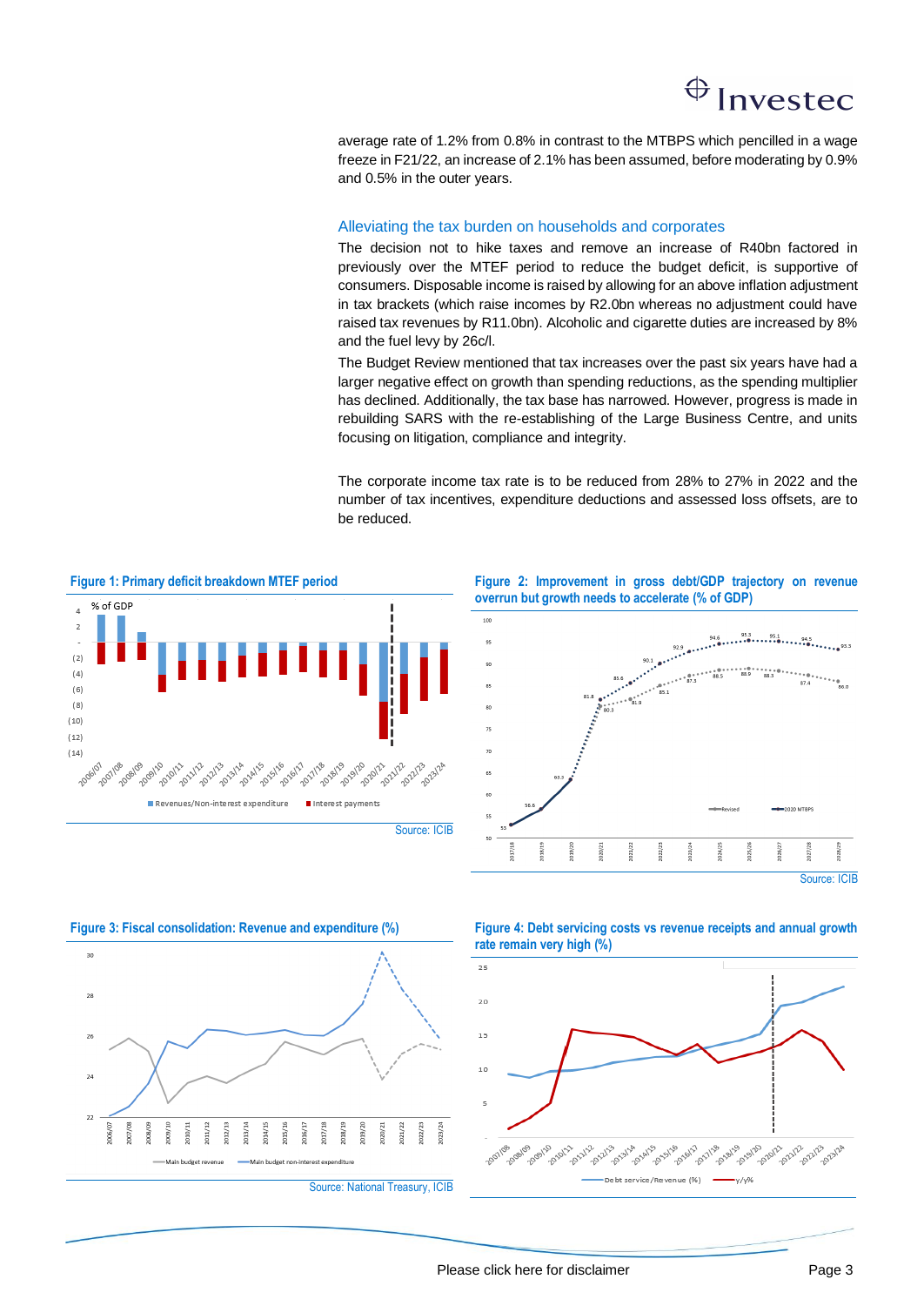average rate of 1.2% from 0.8% in contrast to the MTBPS which pencilled in a wage freeze in F21/22, an increase of 2.1% has been assumed, before moderating by 0.9% and 0.5% in the outer years.

## Alleviating the tax burden on households and corporates

The decision not to hike taxes and remove an increase of R40bn factored in previously over the MTEF period to reduce the budget deficit, is supportive of consumers. Disposable income is raised by allowing for an above inflation adjustment in tax brackets (which raise incomes by R2.0bn whereas no adjustment could have raised tax revenues by R11.0bn). Alcoholic and cigarette duties are increased by 8% and the fuel levy by 26c/l.

The Budget Review mentioned that tax increases over the past six years have had a larger negative effect on growth than spending reductions, as the spending multiplier has declined. Additionally, the tax base has narrowed. However, progress is made in rebuilding SARS with the re-establishing of the Large Business Centre, and units focusing on litigation, compliance and integrity.

The corporate income tax rate is to be reduced from 28% to 27% in 2022 and the number of tax incentives, expenditure deductions and assessed loss offsets, are to be reduced.

**Figure 1: Primary deficit breakdown MTEF period**

Source: ICIB

**Figure 2: Improvement in gross debt/GDP trajectory on revenue overrun but growth needs to accelerate (% of GDP)**

Source: ICIB

**Figure 3: Fiscal consolidation: Revenue and expenditure (%)**

Source: National Treasury, ICIB

**Figure 4: Debt servicing costs vs revenue receipts and annual growth rate remain very high (%)**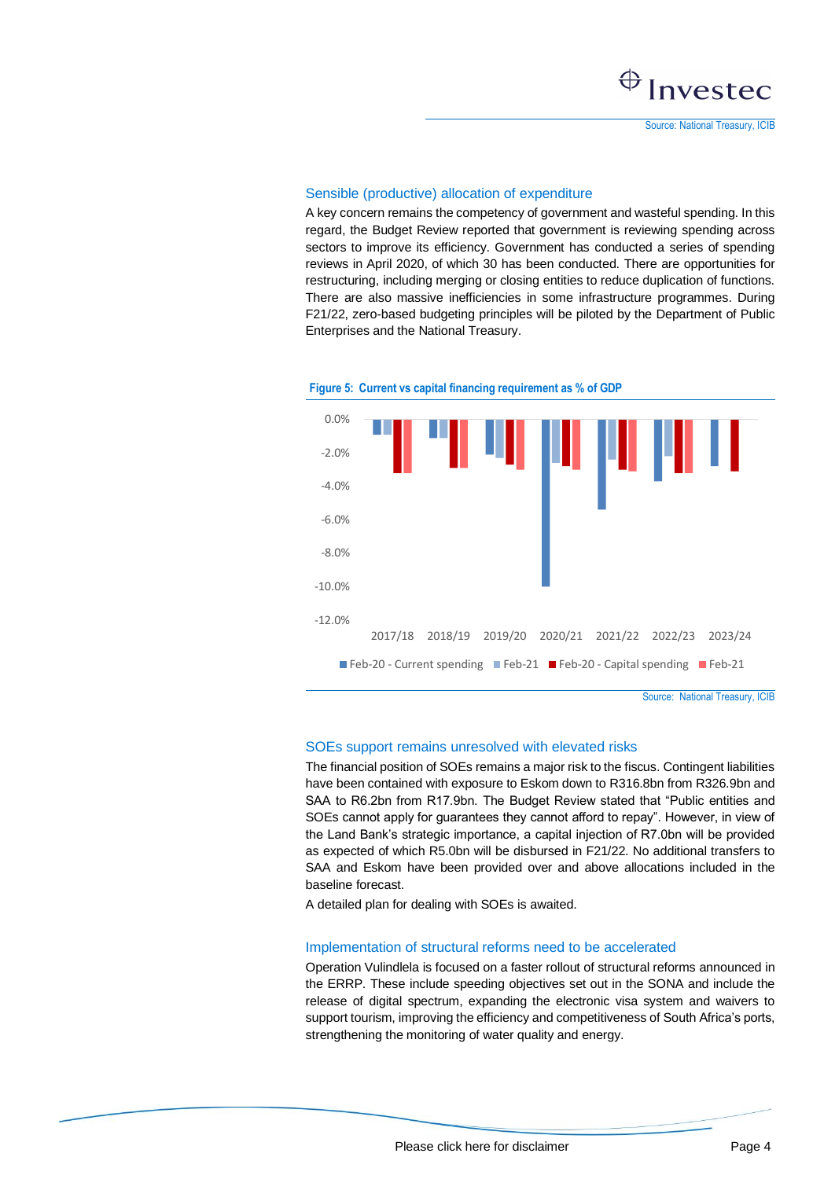Source: National Treasury, ICIB

### Sensible (productive) allocation of expenditure

A key concern remains the competency of government and wasteful spending. In this regard, the Budget Review reported that government is reviewing spending across sectors to improve its efficiency. Government has conducted a series of spending reviews in April 2020, of which 30 has been conducted. There are opportunities for restructuring, including merging or closing entities to reduce duplication of functions. There are also massive inefficiencies in some infrastructure programmes. During F21/22, zero-based budgeting principles will be piloted by the Department of Public Enterprises and the National Treasury.

**Figure 5: Current vs capital financing requirement as % of GDP**

Source: National Treasury, ICIB

### SOEs support remains unresolved with elevated risks

The financial position of SOEs remains a major risk to the fiscus. Contingent liabilities have been contained with exposure to Eskom down to R316.8bn from R326.9bn and SAA to R6.2bn from R17.9bn. The Budget Review stated that "Public entities and SOEs cannot apply for guarantees they cannot afford to repay". However, in view of the Land Bank's strategic importance, a capital injection of R7.0bn will be provided as expected of which R5.0bn will be disbursed in F21/22. No additional transfers to SAA and Eskom have been provided over and above allocations included in the baseline forecast.

A detailed plan for dealing with SOEs is awaited.

### Implementation of structural reforms need to be accelerated

Operation Vulindlela is focused on a faster rollout of structural reforms announced in the ERRP. These include speeding objectives set out in the SONA and include the release of digital spectrum, expanding the electronic visa system and waivers to support tourism, improving the efficiency and competitiveness of South Africa's ports, strengthening the monitoring of water quality and energy.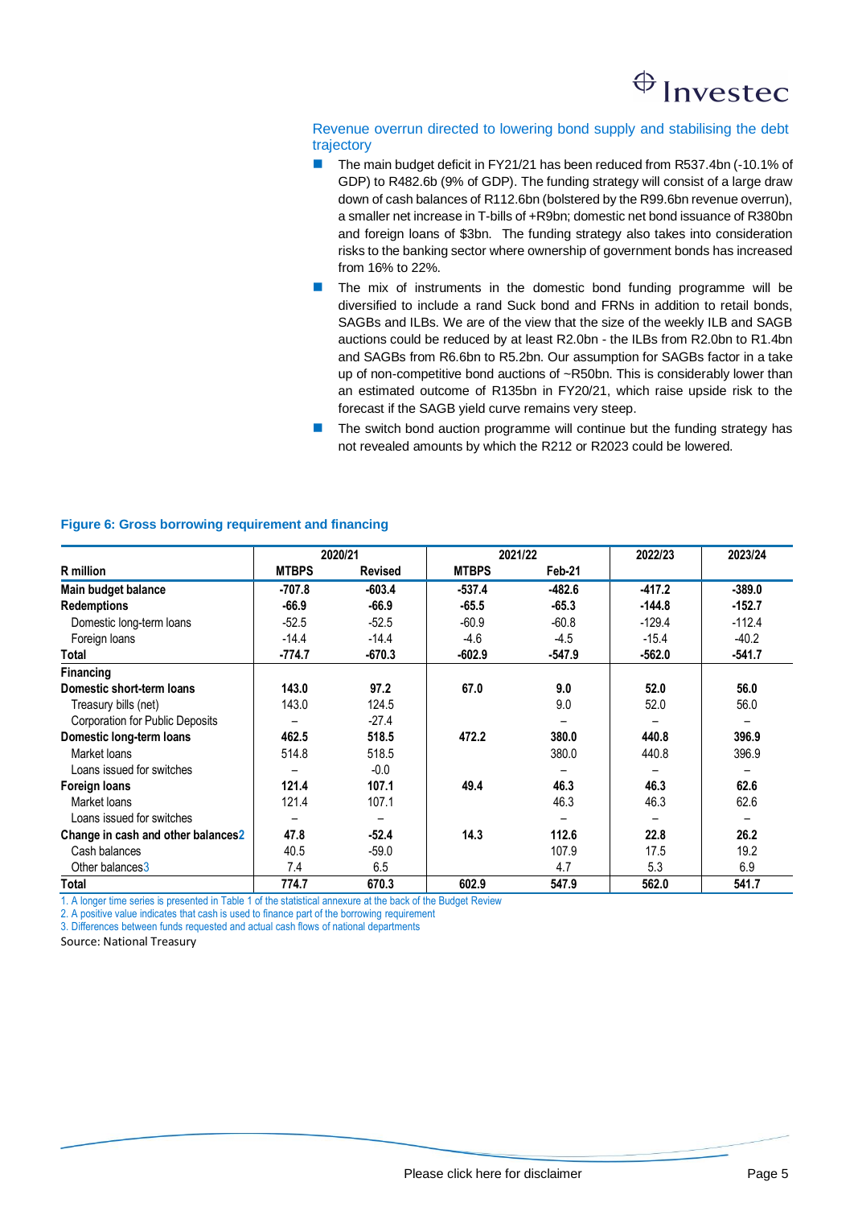## Revenue overrun directed to lowering bond supply and stabilising the debt trajectory

- The main budget deficit in FY21/21 has been reduced from R537.4bn (-10.1% of GDP) to R482.6b (9% of GDP). The funding strategy will consist of a large draw down of cash balances of R112.6bn (bolstered by the R99.6bn revenue overrun), a smaller net increase in T-bills of +R9bn; domestic net bond issuance of R380bn and foreign loans of $3bn. The funding strategy also takes into consideration risks to the banking sector where ownership of government bonds has increased from 16% to 22%.
- The mix of instruments in the domestic bond funding programme will be diversified to include a rand Suck bond and FRNs in addition to retail bonds, SAGBs and ILBs. We are of the view that the size of the weekly ILB and SAGB auctions could be reduced by at least R2.0bn - the ILBs from R2.0bn to R1.4bn and SAGBs from R6.6bn to R5.2bn. Our assumption for SAGBs factor in a take up of non-competitive bond auctions of ~R50bn. This is considerably lower than an estimated outcome of R135bn in FY20/21, which raise upside risk to the forecast if the SAGB yield curve remains very steep.
- The switch bond auction programme will continue but the funding strategy has not revealed amounts by which the R212 or R2023 could be lowered.

**Figure 6: Gross borrowing requirement and financing**

| | 2020/21 | | 2021/22 | | 2022/23 | 2023/24 |
|---|---|---|---|---|---|---|
| **R million** | **MTBPS** | **Revised** | **MTBPS** | **Feb-21** | | |
| **Main budget balance** | **-707.8** | **-603.4** | **-537.4** | **-482.6** | **-417.2** | **-389.0** |
| **Redemptions** | **-66.9** | **-66.9** | **-65.5** | **-65.3** | **-144.8** | **-152.7** |
| Domestic long-term loans | -52.5 | -52.5 | -60.9 | -60.8 | -129.4 | -112.4 |
| Foreign loans | -14.4 | -14.4 | -4.6 | -4.5 | -15.4 | -40.2 |
| **Total** | **-774.7** | **-670.3** | **-602.9** | **-547.9** | **-562.0** | **-541.7** |
| **Financing** | | | | | | |
| **Domestic short-term loans** | **143.0** | **97.2** | **67.0** | **9.0** | **52.0** | **56.0** |
| Treasury bills (net) | 143.0 | 124.5 | | 9.0 | 52.0 | 56.0 |
| Corporation for Public Deposits | – | -27.4 | | – | – | – |
| **Domestic long-term loans** | **462.5** | **518.5** | **472.2** | **380.0** | **440.8** | **396.9** |
| Market loans | 514.8 | 518.5 | | 380.0 | 440.8 | 396.9 |
| Loans issued for switches | – | -0.0 | | – | – | – |
| **Foreign loans** | **121.4** | **107.1** | **49.4** | **46.3** | **46.3** | **62.6** |
| Market loans | 121.4 | 107.1 | | 46.3 | 46.3 | 62.6 |
| Loans issued for switches | – | – | | – | – | – |
| **Change in cash and other balances2** | **47.8** | **-52.4** | **14.3** | **112.6** | **22.8** | **26.2** |
| Cash balances | 40.5 | -59.0 | | 107.9 | 17.5 | 19.2 |
| Other balances3 | 7.4 | 6.5 | | 4.7 | 5.3 | 6.9 |
| **Total** | **774.7** | **670.3** | **602.9** | **547.9** | **562.0** | **541.7** |

1. A longer time series is presented in Table 1 of the statistical annexure at the back of the Budget Review
2. A positive value indicates that cash is used to finance part of the borrowing requirement
3. Differences between funds requested and actual cash flows of national departments

Source: National Treasury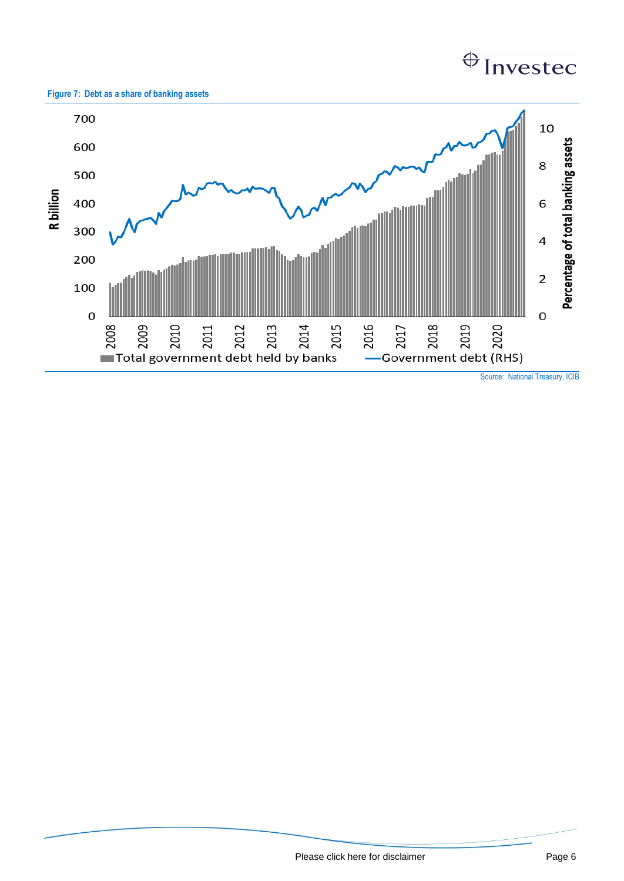**Figure 7: Debt as a share of banking assets**

Source: National Treasury, ICIB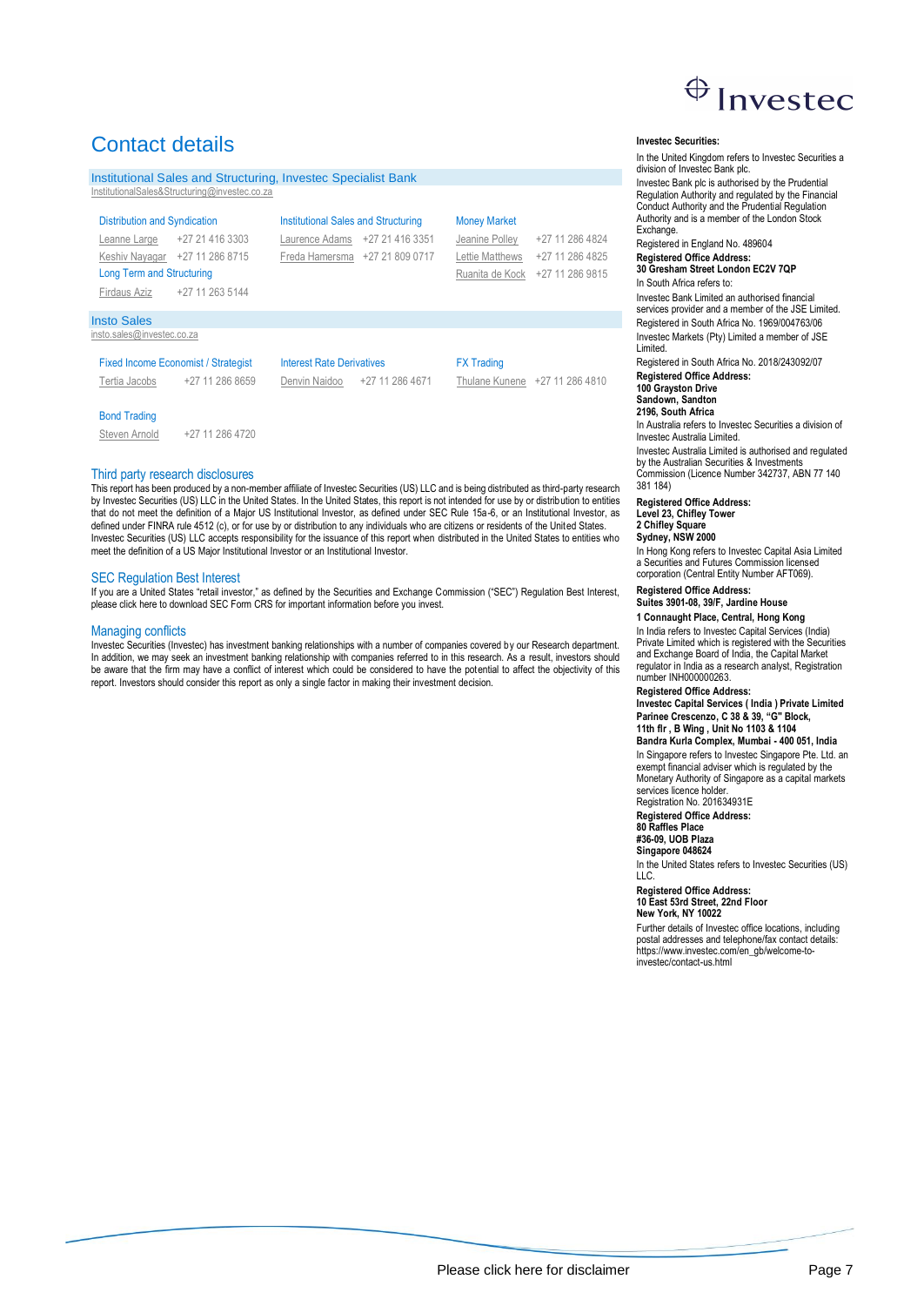# Contact details

## Institutional Sales and Structuring, Investec Specialist Bank

InstitutionalSales&Structuring@investec.co.za

| Distribution and Syndication | | Institutional Sales and Structuring | | Money Market | |
|---|---|---|---|---|---|
| Leanne Large | +27 21 416 3303 | Laurence Adams | +27 21 416 3351 | Jeanine Polley | +27 11 286 4824 |
| Keshiv Nayagar | +27 11 286 8715 | Freda Hamersma | +27 21 809 0717 | Lettie Matthews | +27 11 286 4825 |
| Long Term and Structuring | | | | Ruanita de Kock | +27 11 286 9815 |
| Firdaus Aziz | +27 11 263 5144 | | | | |

## Insto Sales

insto.sales@investec.co.za

| Fixed Income Economist / Strategist | | Interest Rate Derivatives | | FX Trading | |
|---|---|---|---|---|---|
| Tertia Jacobs | +27 11 286 8659 | Denvin Naidoo | +27 11 286 4671 | Thulane Kunene | +27 11 286 4810 |
| Bond Trading | | | | | |
| Steven Arnold | +27 11 286 4720 | | | | |

## Third party research disclosures

This report has been produced by a non-member affiliate of Investec Securities (US) LLC and is being distributed as third-party research by Investec Securities (US) LLC in the United States. In the United States, this report is not intended for use by or distribution to entities that do not meet the definition of a Major US Institutional Investor, as defined under SEC Rule 15a-6, or an Institutional Investor, as defined under FINRA rule 4512 (c), or for use by or distribution to any individuals who are citizens or residents of the United States. Investec Securities (US) LLC accepts responsibility for the issuance of this report when distributed in the United States to entities who meet the definition of a US Major Institutional Investor or an Institutional Investor.

## SEC Regulation Best Interest

If you are a United States "retail investor," as defined by the Securities and Exchange Commission ("SEC") Regulation Best Interest, please click here to download SEC Form CRS for important information before you invest.

## Managing conflicts

Investec Securities (Investec) has investment banking relationships with a number of companies covered by our Research department. In addition, we may seek an investment banking relationship with companies referred to in this research. As a result, investors should be aware that the firm may have a conflict of interest which could be considered to have the potential to affect the objectivity of this report. Investors should consider this report as only a single factor in making their investment decision.

**Investec Securities:**

In the United Kingdom refers to Investec Securities a division of Investec Bank plc.

Investec Bank plc is authorised by the Prudential Regulation Authority and regulated by the Financial Conduct Authority and the Prudential Regulation Authority and is a member of the London Stock Exchange.

Registered in England No. 489604

**Registered Office Address:**
**30 Gresham Street London EC2V 7QP**

In South Africa refers to:

Investec Bank Limited an authorised financial services provider and a member of the JSE Limited.

Registered in South Africa No. 1969/004763/06

Investec Markets (Pty) Limited a member of JSE Limited.

Registered in South Africa No. 2018/243092/07

**Registered Office Address:**
**100 Grayston Drive**
**Sandown, Sandton**
**2196, South Africa**

In Australia refers to Investec Securities a division of Investec Australia Limited.

Investec Australia Limited is authorised and regulated by the Australian Securities & Investments Commission (Licence Number 342737, ABN 77 140 381 184)

**Registered Office Address:**
**Level 23, Chifley Tower**
**2 Chifley Square**
**Sydney, NSW 2000**

In Hong Kong refers to Investec Capital Asia Limited a Securities and Futures Commission licensed corporation (Central Entity Number AFT069).

**Registered Office Address:**
**Suites 3901-08, 39/F, Jardine House**
**1 Connaught Place, Central, Hong Kong**

In India refers to Investec Capital Services (India) Private Limited which is registered with the Securities and Exchange Board of India, the Capital Market regulator in India as a research analyst, Registration number INH000000263.

**Registered Office Address:**
**Investec Capital Services ( India ) Private Limited**
**Parinee Crescenzo, C 38 & 39, "G" Block,**
**11th flr , B Wing , Unit No 1103 & 1104**
**Bandra Kurla Complex, Mumbai - 400 051, India**

In Singapore refers to Investec Singapore Pte. Ltd. an exempt financial adviser which is regulated by the Monetary Authority of Singapore as a capital markets services licence holder.

Registration No. 201634931E

**Registered Office Address:**
**80 Raffles Place**
**#36-09, UOB Plaza**
**Singapore 048624**

In the United States refers to Investec Securities (US) LLC.

**Registered Office Address:**
**10 East 53rd Street, 22nd Floor**
**New York, NY 10022**

Further details of Investec office locations, including postal addresses and telephone/fax contact details: https://www.investec.com/en_gb/welcome-to-investec/contact-us.html

Please click here for disclaimer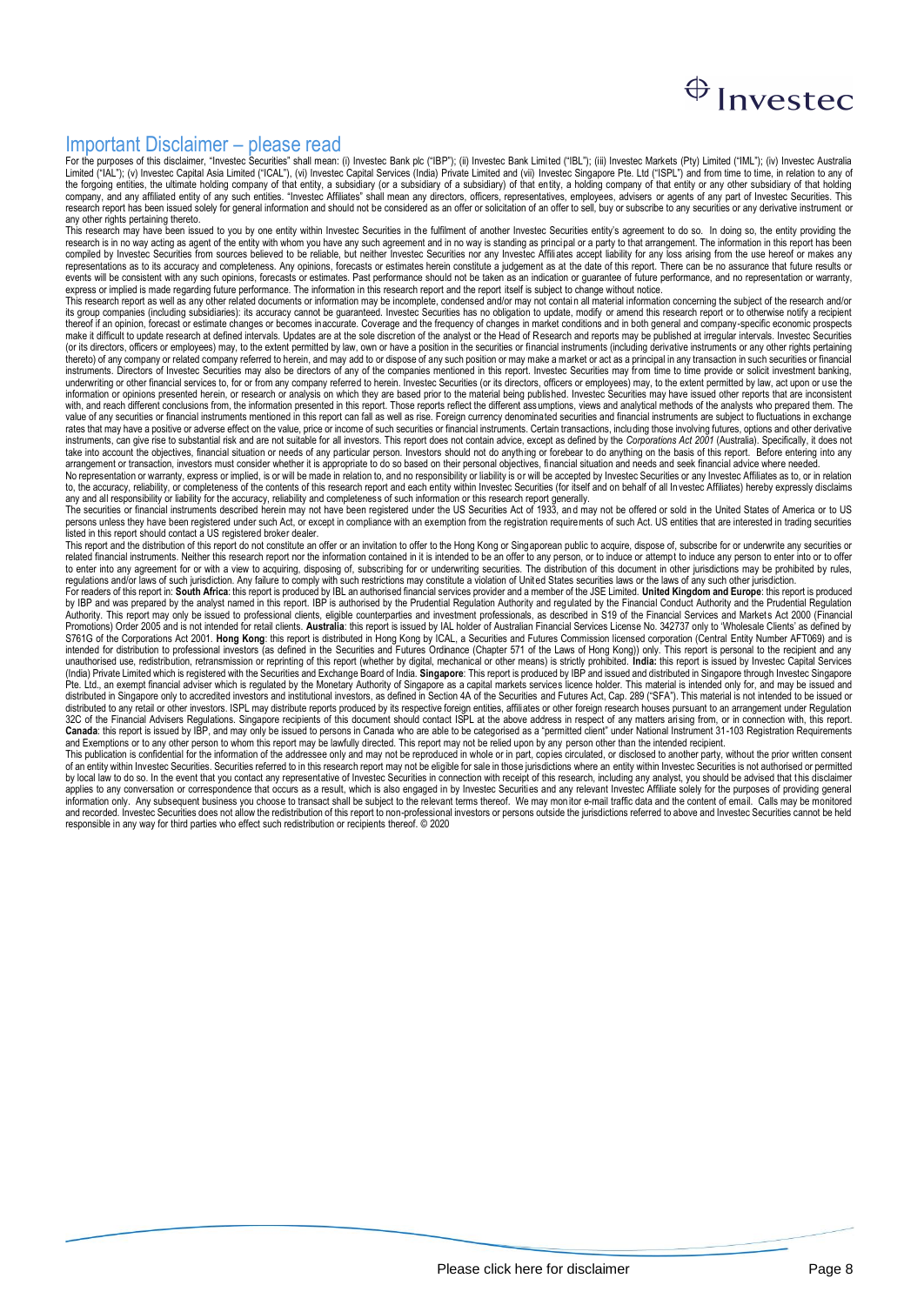# Important Disclaimer – please read

For the purposes of this disclaimer, "Investec Securities" shall mean: (i) Investec Bank plc ("IBP"); (ii) Investec Bank Limited ("IBL"); (iii) Investec Markets (Pty) Limited ("IML"); (iv) Investec Australia Limited ("IAL"); (v) Investec Capital Asia Limited ("ICAL"), (vi) Investec Capital Services (India) Private Limited and (vii) Investec Singapore Pte. Ltd ("ISPL") and from time to time, in relation to any of the forgoing entities, the ultimate holding company of that entity, a subsidiary (or a subsidiary of a subsidiary) of that entity, a holding company of that entity or any other subsidiary of that holding company, and any affiliated entity of any such entities. "Investec Affiliates" shall mean any directors, officers, representatives, employees, advisers or agents of any part of Investec Securities. This research report has been issued solely for general information and should not be considered as an offer or solicitation of an offer to sell, buy or subscribe to any securities or any derivative instrument or any other rights pertaining thereto.

This research may have been issued to you by one entity within Investec Securities in the fulfilment of another Investec Securities entity's agreement to do so. In doing so, the entity providing the research is in no way acting as agent of the entity with whom you have any such agreement and in no way is standing as principal or a party to that arrangement. The information in this report has been compiled by Investec Securities from sources believed to be reliable, but neither Investec Securities nor any Investec Affiliates accept liability for any loss arising from the use hereof or makes any representations as to its accuracy and completeness. Any opinions, forecasts or estimates herein constitute a judgement as at the date of this report. There can be no assurance that future results or events will be consistent with any such opinions, forecasts or estimates. Past performance should not be taken as an indication or guarantee of future performance, and no representation or warranty, express or implied is made regarding future performance. The information in this research report and the report itself is subject to change without notice.

This research report as well as any other related documents or information may be incomplete, condensed and/or may not contain all material information concerning the subject of the research and/or its group companies (including subsidiaries): its accuracy cannot be guaranteed. Investec Securities has no obligation to update, modify or amend this research report or to otherwise notify a recipient thereof if an opinion, forecast or estimate changes or becomes inaccurate. Coverage and the frequency of changes in market conditions and in both general and company-specific economic prospects make it difficult to update research at defined intervals. Updates are at the sole discretion of the analyst or the Head of Research and reports may be published at irregular intervals. Investec Securities (or its directors, officers or employees) may, to the extent permitted by law, own or have a position in the securities or financial instruments (including derivative instruments or any other rights pertaining thereto) of any company or related company referred to herein, and may add to or dispose of any such position or may make a market or act as a principal in any transaction in such securities or financial instruments. Directors of Investec Securities may also be directors of any of the companies mentioned in this report. Investec Securities may from time to time provide or solicit investment banking, underwriting or other financial services to, for or from any company referred to herein. Investec Securities (or its directors, officers or employees) may, to the extent permitted by law, act upon or use the information or opinions presented herein, or research or analysis on which they are based prior to the material being published. Investec Securities may have issued other reports that are inconsistent with, and reach different conclusions from, the information presented in this report. Those reports reflect the different assumptions, views and analytical methods of the analysts who prepared them. The value of any securities or financial instruments mentioned in this report can fall as well as rise. Foreign currency denominated securities and financial instruments are subject to fluctuations in exchange rates that may have a positive or adverse effect on the value, price or income of such securities or financial instruments. Certain transactions, including those involving futures, options and other derivative instruments, can give rise to substantial risk and are not suitable for all investors. This report does not contain advice, except as defined by the *Corporations Act 2001* (Australia). Specifically, it does not take into account the objectives, financial situation or needs of any particular person. Investors should not do anything or forebear to do anything on the basis of this report. Before entering into any arrangement or transaction, investors must consider whether it is appropriate to do so based on their personal objectives, financial situation and needs and seek financial advice where needed.

No representation or warranty, express or implied, is or will be made in relation to, and no responsibility or liability is or will be accepted by Investec Securities or any Investec Affiliates as to, or in relation to, the accuracy, reliability, or completeness of the contents of this research report and each entity within Investec Securities (for itself and on behalf of all Investec Affiliates) hereby expressly disclaims any and all responsibility or liability for the accuracy, reliability and completeness of such information or this research report generally.

The securities or financial instruments described herein may not have been registered under the US Securities Act of 1933, and may not be offered or sold in the United States of America or to US persons unless they have been registered under such Act, or except in compliance with an exemption from the registration requirements of such Act. US entities that are interested in trading securities listed in this report should contact a US registered broker dealer.

This report and the distribution of this report do not constitute an offer or an invitation to offer to the Hong Kong or Singaporean public to acquire, dispose of, subscribe for or underwrite any securities or related financial instruments. Neither this research report nor the information contained in it is intended to be an offer to any person, or to induce or attempt to induce any person to enter into or to offer to enter into any agreement for or with a view to acquiring, disposing of, subscribing for or underwriting securities. The distribution of this document in other jurisdictions may be prohibited by rules, regulations and/or laws of such jurisdiction. Any failure to comply with such restrictions may constitute a violation of United States securities laws or the laws of any such other jurisdiction.

For readers of this report in: **South Africa**: this report is produced by IBL an authorised financial services provider and a member of the JSE Limited. **United Kingdom and Europe**: this report is produced by IBP and was prepared by the analyst named in this report. IBP is authorised by the Prudential Regulation Authority and regulated by the Financial Conduct Authority and the Prudential Regulation Authority. This report may only be issued to professional clients, eligible counterparties and investment professionals, as described in S19 of the Financial Services and Markets Act 2000 (Financial Promotions) Order 2005 and is not intended for retail clients. **Australia**: this report is issued by IAL holder of Australian Financial Services License No. 342737 only to 'Wholesale Clients' as defined by S761G of the Corporations Act 2001. **Hong Kong**: this report is distributed in Hong Kong by ICAL, a Securities and Futures Commission licensed corporation (Central Entity Number AFT069) and is intended for distribution to professional investors (as defined in the Securities and Futures Ordinance (Chapter 571 of the Laws of Hong Kong)) only. This report is personal to the recipient and any unauthorised use, redistribution, retransmission or reprinting of this report (whether by digital, mechanical or other means) is strictly prohibited. **India:** this report is issued by Investec Capital Services (India) Private Limited which is registered with the Securities and Exchange Board of India. **Singapore**: This report is produced by IBP and issued and distributed in Singapore through Investec Singapore Pte. Ltd., an exempt financial adviser which is regulated by the Monetary Authority of Singapore as a capital markets services licence holder. This material is intended only for, and may be issued and distributed in Singapore only to accredited investors and institutional investors, as defined in Section 4A of the Securities and Futures Act, Cap. 289 ("SFA"). This material is not intended to be issued or distributed to any retail or other investors. ISPL may distribute reports produced by its respective foreign entities, affiliates or other foreign research houses pursuant to an arrangement under Regulation 32C of the Financial Advisers Regulations. Singapore recipients of this document should contact ISPL at the above address in respect of any matters arising from, or in connection with, this report. **Canada**: this report is issued by IBP, and may only be issued to persons in Canada who are able to be categorised as a "permitted client" under National Instrument 31-103 Registration Requirements and Exemptions or to any other person to whom this report may be lawfully directed. This report may not be relied upon by any person other than the intended recipient.

This publication is confidential for the information of the addressee only and may not be reproduced in whole or in part, copies circulated, or disclosed to another party, without the prior written consent of an entity within Investec Securities. Securities referred to in this research report may not be eligible for sale in those jurisdictions where an entity within Investec Securities is not authorised or permitted by local law to do so. In the event that you contact any representative of Investec Securities in connection with receipt of this research, including any analyst, you should be advised that this disclaimer applies to any conversation or correspondence that occurs as a result, which is also engaged in by Investec Securities and any relevant Investec Affiliate solely for the purposes of providing general information only. Any subsequent business you choose to transact shall be subject to the relevant terms thereof. We may monitor e-mail traffic data and the content of email. Calls may be monitored and recorded. Investec Securities does not allow the redistribution of this report to non-professional investors or persons outside the jurisdictions referred to above and Investec Securities cannot be held responsible in any way for third parties who effect such redistribution or recipients thereof. © 2020